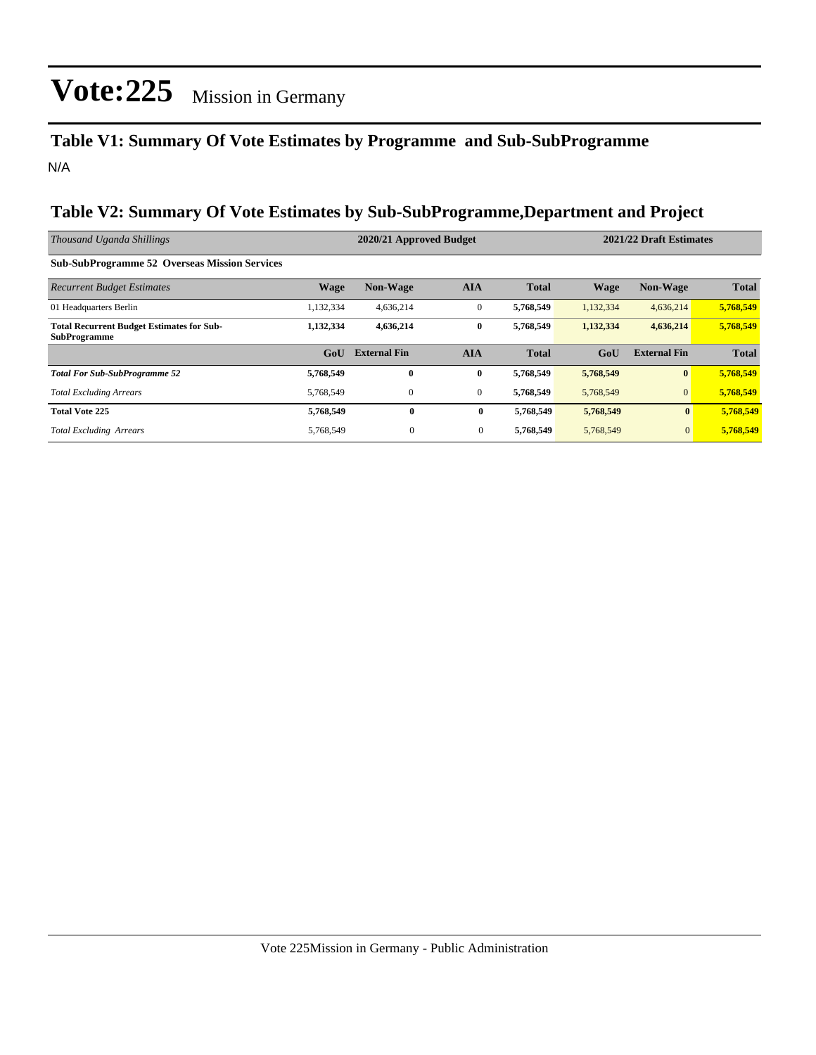# Vote:225 Mission in Germany

## Table V1: Summary Of Vote Estimates by Programme and Sub-SubProgramme

N/A

## Table V2: Summary Of Vote Estimates by Sub-SubProgramme,Department and Project

| *Thousand Uganda Shillings* | 2020/21 Approved Budget | | | | 2021/22 Draft Estimates | | |
|---|---|---|---|---|---|---|---|
| **Sub-SubProgramme 52 Overseas Mission Services** | | | | | | | |
| *Recurrent Budget Estimates* | **Wage** | **Non-Wage** | **AIA** | **Total** | **Wage** | **Non-Wage** | **Total** |
| 01 Headquarters Berlin | 1,132,334 | 4,636,214 | 0 | **5,768,549** | 1,132,334 | 4,636,214 | **5,768,549** |
| **Total Recurrent Budget Estimates for Sub-SubProgramme** | **1,132,334** | **4,636,214** | **0** | **5,768,549** | **1,132,334** | **4,636,214** | **5,768,549** |
| | **GoU** | **External Fin** | **AIA** | **Total** | **GoU** | **External Fin** | **Total** |
| ***Total For Sub-SubProgramme 52*** | **5,768,549** | **0** | **0** | **5,768,549** | **5,768,549** | **0** | **5,768,549** |
| *Total Excluding Arrears* | 5,768,549 | 0 | 0 | **5,768,549** | 5,768,549 | 0 | **5,768,549** |
| **Total Vote 225** | **5,768,549** | **0** | **0** | **5,768,549** | **5,768,549** | **0** | **5,768,549** |
| *Total Excluding Arrears* | 5,768,549 | 0 | 0 | **5,768,549** | 5,768,549 | 0 | **5,768,549** |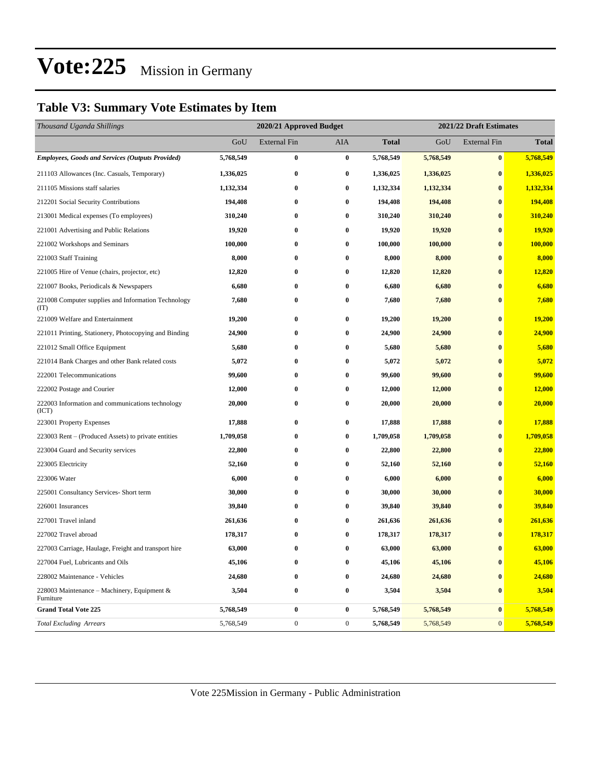# Vote:225 Mission in Germany

## Table V3: Summary Vote Estimates by Item

| *Thousand Uganda Shillings* | 2020/21 Approved Budget | | | | 2021/22 Draft Estimates | | |
|---|---|---|---|---|---|---|---|
| | GoU | External Fin | AIA | **Total** | GoU | External Fin | **Total** |
| ***Employees, Goods and Services (Outputs Provided)*** | **5,768,549** | **0** | **0** | **5,768,549** | **5,768,549** | **0** | **5,768,549** |
| 211103 Allowances (Inc. Casuals, Temporary) | **1,336,025** | **0** | **0** | **1,336,025** | **1,336,025** | **0** | **1,336,025** |
| 211105 Missions staff salaries | **1,132,334** | **0** | **0** | **1,132,334** | **1,132,334** | **0** | **1,132,334** |
| 212201 Social Security Contributions | **194,408** | **0** | **0** | **194,408** | **194,408** | **0** | **194,408** |
| 213001 Medical expenses (To employees) | **310,240** | **0** | **0** | **310,240** | **310,240** | **0** | **310,240** |
| 221001 Advertising and Public Relations | **19,920** | **0** | **0** | **19,920** | **19,920** | **0** | **19,920** |
| 221002 Workshops and Seminars | **100,000** | **0** | **0** | **100,000** | **100,000** | **0** | **100,000** |
| 221003 Staff Training | **8,000** | **0** | **0** | **8,000** | **8,000** | **0** | **8,000** |
| 221005 Hire of Venue (chairs, projector, etc) | **12,820** | **0** | **0** | **12,820** | **12,820** | **0** | **12,820** |
| 221007 Books, Periodicals & Newspapers | **6,680** | **0** | **0** | **6,680** | **6,680** | **0** | **6,680** |
| 221008 Computer supplies and Information Technology (IT) | **7,680** | **0** | **0** | **7,680** | **7,680** | **0** | **7,680** |
| 221009 Welfare and Entertainment | **19,200** | **0** | **0** | **19,200** | **19,200** | **0** | **19,200** |
| 221011 Printing, Stationery, Photocopying and Binding | **24,900** | **0** | **0** | **24,900** | **24,900** | **0** | **24,900** |
| 221012 Small Office Equipment | **5,680** | **0** | **0** | **5,680** | **5,680** | **0** | **5,680** |
| 221014 Bank Charges and other Bank related costs | **5,072** | **0** | **0** | **5,072** | **5,072** | **0** | **5,072** |
| 222001 Telecommunications | **99,600** | **0** | **0** | **99,600** | **99,600** | **0** | **99,600** |
| 222002 Postage and Courier | **12,000** | **0** | **0** | **12,000** | **12,000** | **0** | **12,000** |
| 222003 Information and communications technology (ICT) | **20,000** | **0** | **0** | **20,000** | **20,000** | **0** | **20,000** |
| 223001 Property Expenses | **17,888** | **0** | **0** | **17,888** | **17,888** | **0** | **17,888** |
| 223003 Rent – (Produced Assets) to private entities | **1,709,058** | **0** | **0** | **1,709,058** | **1,709,058** | **0** | **1,709,058** |
| 223004 Guard and Security services | **22,800** | **0** | **0** | **22,800** | **22,800** | **0** | **22,800** |
| 223005 Electricity | **52,160** | **0** | **0** | **52,160** | **52,160** | **0** | **52,160** |
| 223006 Water | **6,000** | **0** | **0** | **6,000** | **6,000** | **0** | **6,000** |
| 225001 Consultancy Services- Short term | **30,000** | **0** | **0** | **30,000** | **30,000** | **0** | **30,000** |
| 226001 Insurances | **39,840** | **0** | **0** | **39,840** | **39,840** | **0** | **39,840** |
| 227001 Travel inland | **261,636** | **0** | **0** | **261,636** | **261,636** | **0** | **261,636** |
| 227002 Travel abroad | **178,317** | **0** | **0** | **178,317** | **178,317** | **0** | **178,317** |
| 227003 Carriage, Haulage, Freight and transport hire | **63,000** | **0** | **0** | **63,000** | **63,000** | **0** | **63,000** |
| 227004 Fuel, Lubricants and Oils | **45,106** | **0** | **0** | **45,106** | **45,106** | **0** | **45,106** |
| 228002 Maintenance - Vehicles | **24,680** | **0** | **0** | **24,680** | **24,680** | **0** | **24,680** |
| 228003 Maintenance – Machinery, Equipment & Furniture | **3,504** | **0** | **0** | **3,504** | **3,504** | **0** | **3,504** |
| **Grand Total Vote 225** | **5,768,549** | **0** | **0** | **5,768,549** | **5,768,549** | **0** | **5,768,549** |
| *Total Excluding Arrears* | 5,768,549 | 0 | 0 | **5,768,549** | 5,768,549 | 0 | **5,768,549** |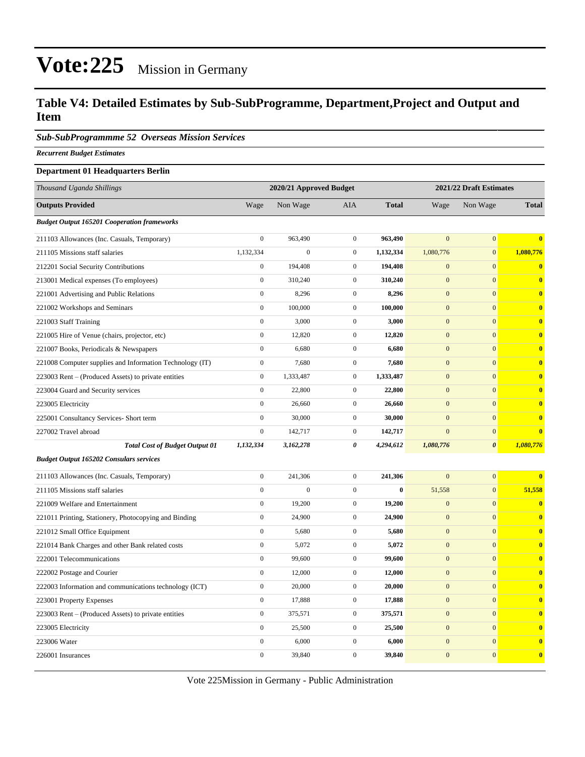# Vote:225 Mission in Germany

## Table V4: Detailed Estimates by Sub-SubProgramme, Department,Project and Output and Item

### *Sub-SubProgrammme 52 Overseas Mission Services*

***Recurrent Budget Estimates***

**Department 01 Headquarters Berlin**

| *Thousand Uganda Shillings* | 2020/21 Approved Budget | | | | 2021/22 Draft Estimates | | |
|---|---|---|---|---|---|---|---|
| **Outputs Provided** | Wage | Non Wage | AIA | **Total** | Wage | Non Wage | **Total** |
| ***Budget Output 165201 Cooperation frameworks*** | | | | | | | |
| 211103 Allowances (Inc. Casuals, Temporary) | 0 | 963,490 | 0 | **963,490** | 0 | 0 | **0** |
| 211105 Missions staff salaries | 1,132,334 | 0 | 0 | **1,132,334** | 1,080,776 | 0 | **1,080,776** |
| 212201 Social Security Contributions | 0 | 194,408 | 0 | **194,408** | 0 | 0 | **0** |
| 213001 Medical expenses (To employees) | 0 | 310,240 | 0 | **310,240** | 0 | 0 | **0** |
| 221001 Advertising and Public Relations | 0 | 8,296 | 0 | **8,296** | 0 | 0 | **0** |
| 221002 Workshops and Seminars | 0 | 100,000 | 0 | **100,000** | 0 | 0 | **0** |
| 221003 Staff Training | 0 | 3,000 | 0 | **3,000** | 0 | 0 | **0** |
| 221005 Hire of Venue (chairs, projector, etc) | 0 | 12,820 | 0 | **12,820** | 0 | 0 | **0** |
| 221007 Books, Periodicals & Newspapers | 0 | 6,680 | 0 | **6,680** | 0 | 0 | **0** |
| 221008 Computer supplies and Information Technology (IT) | 0 | 7,680 | 0 | **7,680** | 0 | 0 | **0** |
| 223003 Rent – (Produced Assets) to private entities | 0 | 1,333,487 | 0 | **1,333,487** | 0 | 0 | **0** |
| 223004 Guard and Security services | 0 | 22,800 | 0 | **22,800** | 0 | 0 | **0** |
| 223005 Electricity | 0 | 26,660 | 0 | **26,660** | 0 | 0 | **0** |
| 225001 Consultancy Services- Short term | 0 | 30,000 | 0 | **30,000** | 0 | 0 | **0** |
| 227002 Travel abroad | 0 | 142,717 | 0 | **142,717** | 0 | 0 | **0** |
| ***Total Cost of Budget Output 01*** | ***1,132,334*** | ***3,162,278*** | ***0*** | ***4,294,612*** | ***1,080,776*** | ***0*** | ***1,080,776*** |
| ***Budget Output 165202 Consulars services*** | | | | | | | |
| 211103 Allowances (Inc. Casuals, Temporary) | 0 | 241,306 | 0 | **241,306** | 0 | 0 | **0** |
| 211105 Missions staff salaries | 0 | 0 | 0 | **0** | 51,558 | 0 | **51,558** |
| 221009 Welfare and Entertainment | 0 | 19,200 | 0 | **19,200** | 0 | 0 | **0** |
| 221011 Printing, Stationery, Photocopying and Binding | 0 | 24,900 | 0 | **24,900** | 0 | 0 | **0** |
| 221012 Small Office Equipment | 0 | 5,680 | 0 | **5,680** | 0 | 0 | **0** |
| 221014 Bank Charges and other Bank related costs | 0 | 5,072 | 0 | **5,072** | 0 | 0 | **0** |
| 222001 Telecommunications | 0 | 99,600 | 0 | **99,600** | 0 | 0 | **0** |
| 222002 Postage and Courier | 0 | 12,000 | 0 | **12,000** | 0 | 0 | **0** |
| 222003 Information and communications technology (ICT) | 0 | 20,000 | 0 | **20,000** | 0 | 0 | **0** |
| 223001 Property Expenses | 0 | 17,888 | 0 | **17,888** | 0 | 0 | **0** |
| 223003 Rent – (Produced Assets) to private entities | 0 | 375,571 | 0 | **375,571** | 0 | 0 | **0** |
| 223005 Electricity | 0 | 25,500 | 0 | **25,500** | 0 | 0 | **0** |
| 223006 Water | 0 | 6,000 | 0 | **6,000** | 0 | 0 | **0** |
| 226001 Insurances | 0 | 39,840 | 0 | **39,840** | 0 | 0 | **0** |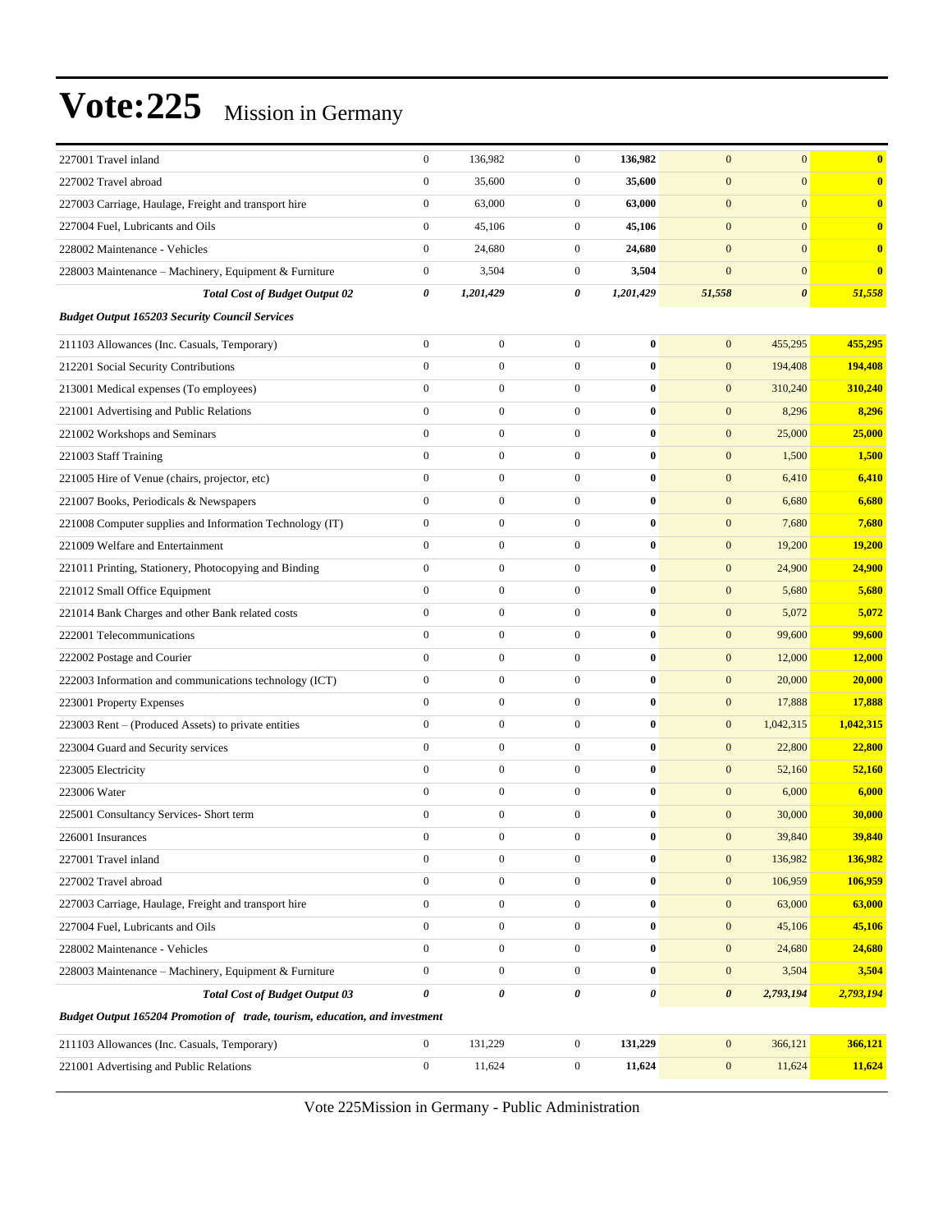# Vote:225 Mission in Germany

| | | | | | | | |
|---|---|---|---|---|---|---|---|
| 227001 Travel inland | 0 | 136,982 | 0 | **136,982** | 0 | 0 | **0** |
| 227002 Travel abroad | 0 | 35,600 | 0 | **35,600** | 0 | 0 | **0** |
| 227003 Carriage, Haulage, Freight and transport hire | 0 | 63,000 | 0 | **63,000** | 0 | 0 | **0** |
| 227004 Fuel, Lubricants and Oils | 0 | 45,106 | 0 | **45,106** | 0 | 0 | **0** |
| 228002 Maintenance - Vehicles | 0 | 24,680 | 0 | **24,680** | 0 | 0 | **0** |
| 228003 Maintenance – Machinery, Equipment & Furniture | 0 | 3,504 | 0 | **3,504** | 0 | 0 | **0** |
| ***Total Cost of Budget Output 02*** | ***0*** | ***1,201,429*** | ***0*** | ***1,201,429*** | ***51,558*** | ***0*** | ***51,558*** |
| ***Budget Output 165203 Security Council Services*** | | | | | | | |
| 211103 Allowances (Inc. Casuals, Temporary) | 0 | 0 | 0 | **0** | 0 | 455,295 | **455,295** |
| 212201 Social Security Contributions | 0 | 0 | 0 | **0** | 0 | 194,408 | **194,408** |
| 213001 Medical expenses (To employees) | 0 | 0 | 0 | **0** | 0 | 310,240 | **310,240** |
| 221001 Advertising and Public Relations | 0 | 0 | 0 | **0** | 0 | 8,296 | **8,296** |
| 221002 Workshops and Seminars | 0 | 0 | 0 | **0** | 0 | 25,000 | **25,000** |
| 221003 Staff Training | 0 | 0 | 0 | **0** | 0 | 1,500 | **1,500** |
| 221005 Hire of Venue (chairs, projector, etc) | 0 | 0 | 0 | **0** | 0 | 6,410 | **6,410** |
| 221007 Books, Periodicals & Newspapers | 0 | 0 | 0 | **0** | 0 | 6,680 | **6,680** |
| 221008 Computer supplies and Information Technology (IT) | 0 | 0 | 0 | **0** | 0 | 7,680 | **7,680** |
| 221009 Welfare and Entertainment | 0 | 0 | 0 | **0** | 0 | 19,200 | **19,200** |
| 221011 Printing, Stationery, Photocopying and Binding | 0 | 0 | 0 | **0** | 0 | 24,900 | **24,900** |
| 221012 Small Office Equipment | 0 | 0 | 0 | **0** | 0 | 5,680 | **5,680** |
| 221014 Bank Charges and other Bank related costs | 0 | 0 | 0 | **0** | 0 | 5,072 | **5,072** |
| 222001 Telecommunications | 0 | 0 | 0 | **0** | 0 | 99,600 | **99,600** |
| 222002 Postage and Courier | 0 | 0 | 0 | **0** | 0 | 12,000 | **12,000** |
| 222003 Information and communications technology (ICT) | 0 | 0 | 0 | **0** | 0 | 20,000 | **20,000** |
| 223001 Property Expenses | 0 | 0 | 0 | **0** | 0 | 17,888 | **17,888** |
| 223003 Rent – (Produced Assets) to private entities | 0 | 0 | 0 | **0** | 0 | 1,042,315 | **1,042,315** |
| 223004 Guard and Security services | 0 | 0 | 0 | **0** | 0 | 22,800 | **22,800** |
| 223005 Electricity | 0 | 0 | 0 | **0** | 0 | 52,160 | **52,160** |
| 223006 Water | 0 | 0 | 0 | **0** | 0 | 6,000 | **6,000** |
| 225001 Consultancy Services- Short term | 0 | 0 | 0 | **0** | 0 | 30,000 | **30,000** |
| 226001 Insurances | 0 | 0 | 0 | **0** | 0 | 39,840 | **39,840** |
| 227001 Travel inland | 0 | 0 | 0 | **0** | 0 | 136,982 | **136,982** |
| 227002 Travel abroad | 0 | 0 | 0 | **0** | 0 | 106,959 | **106,959** |
| 227003 Carriage, Haulage, Freight and transport hire | 0 | 0 | 0 | **0** | 0 | 63,000 | **63,000** |
| 227004 Fuel, Lubricants and Oils | 0 | 0 | 0 | **0** | 0 | 45,106 | **45,106** |
| 228002 Maintenance - Vehicles | 0 | 0 | 0 | **0** | 0 | 24,680 | **24,680** |
| 228003 Maintenance – Machinery, Equipment & Furniture | 0 | 0 | 0 | **0** | 0 | 3,504 | **3,504** |
| ***Total Cost of Budget Output 03*** | ***0*** | ***0*** | ***0*** | ***0*** | ***0*** | ***2,793,194*** | ***2,793,194*** |
| ***Budget Output 165204 Promotion of trade, tourism, education, and investment*** | | | | | | | |
| 211103 Allowances (Inc. Casuals, Temporary) | 0 | 131,229 | 0 | **131,229** | 0 | 366,121 | **366,121** |
| 221001 Advertising and Public Relations | 0 | 11,624 | 0 | **11,624** | 0 | 11,624 | **11,624** |

Vote 225Mission in Germany - Public Administration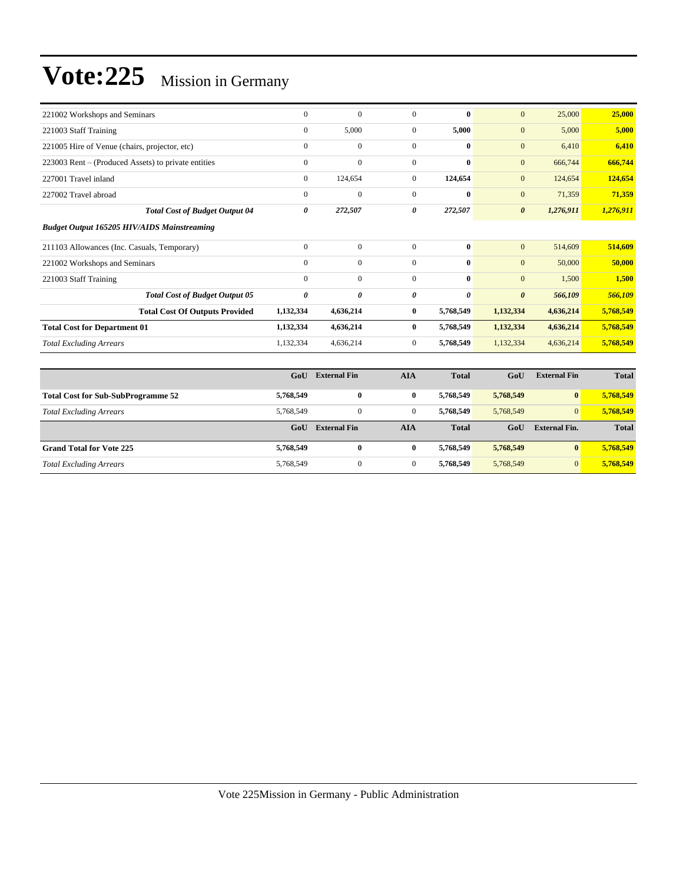# Vote:225 Mission in Germany

| | | | | | | | |
|---|---|---|---|---|---|---|---|
| 221002 Workshops and Seminars | 0 | 0 | 0 | **0** | 0 | 25,000 | **25,000** |
| 221003 Staff Training | 0 | 5,000 | 0 | **5,000** | 0 | 5,000 | **5,000** |
| 221005 Hire of Venue (chairs, projector, etc) | 0 | 0 | 0 | **0** | 0 | 6,410 | **6,410** |
| 223003 Rent – (Produced Assets) to private entities | 0 | 0 | 0 | **0** | 0 | 666,744 | **666,744** |
| 227001 Travel inland | 0 | 124,654 | 0 | **124,654** | 0 | 124,654 | **124,654** |
| 227002 Travel abroad | 0 | 0 | 0 | **0** | 0 | 71,359 | **71,359** |
| ***Total Cost of Budget Output 04*** | ***0*** | ***272,507*** | ***0*** | ***272,507*** | ***0*** | ***1,276,911*** | ***1,276,911*** |
| ***Budget Output 165205 HIV/AIDS Mainstreaming*** | | | | | | | |
| 211103 Allowances (Inc. Casuals, Temporary) | 0 | 0 | 0 | **0** | 0 | 514,609 | **514,609** |
| 221002 Workshops and Seminars | 0 | 0 | 0 | **0** | 0 | 50,000 | **50,000** |
| 221003 Staff Training | 0 | 0 | 0 | **0** | 0 | 1,500 | **1,500** |
| ***Total Cost of Budget Output 05*** | ***0*** | ***0*** | ***0*** | ***0*** | ***0*** | ***566,109*** | ***566,109*** |
| **Total Cost Of Outputs Provided** | **1,132,334** | **4,636,214** | **0** | **5,768,549** | **1,132,334** | **4,636,214** | **5,768,549** |
| **Total Cost for Department 01** | **1,132,334** | **4,636,214** | **0** | **5,768,549** | **1,132,334** | **4,636,214** | **5,768,549** |
| *Total Excluding Arrears* | 1,132,334 | 4,636,214 | 0 | **5,768,549** | 1,132,334 | 4,636,214 | **5,768,549** |

| | GoU | External Fin | AIA | Total | GoU | External Fin | Total |
|---|---|---|---|---|---|---|---|
| **Total Cost for Sub-SubProgramme 52** | **5,768,549** | **0** | **0** | **5,768,549** | **5,768,549** | **0** | **5,768,549** |
| *Total Excluding Arrears* | 5,768,549 | 0 | 0 | **5,768,549** | 5,768,549 | 0 | **5,768,549** |
| | **GoU** | **External Fin** | **AIA** | **Total** | **GoU** | **External Fin.** | **Total** |
| **Grand Total for Vote 225** | **5,768,549** | **0** | **0** | **5,768,549** | **5,768,549** | **0** | **5,768,549** |
| *Total Excluding Arrears* | 5,768,549 | 0 | 0 | **5,768,549** | 5,768,549 | 0 | **5,768,549** |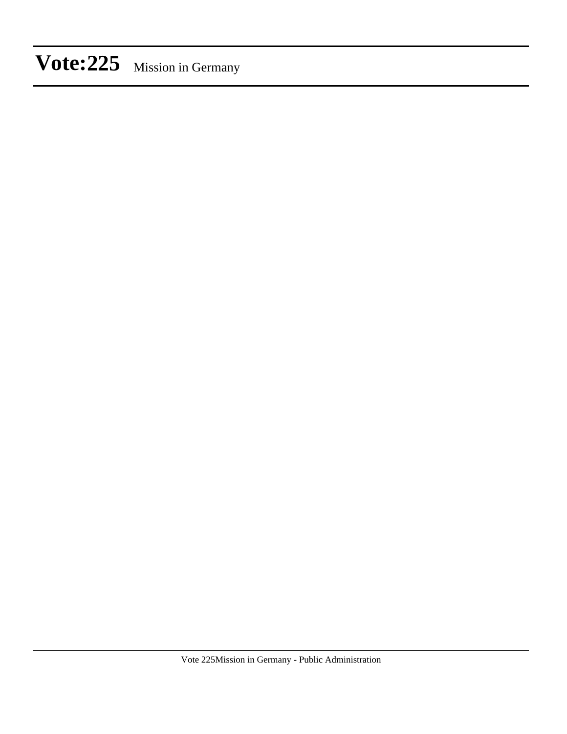# Vote:225 Mission in Germany